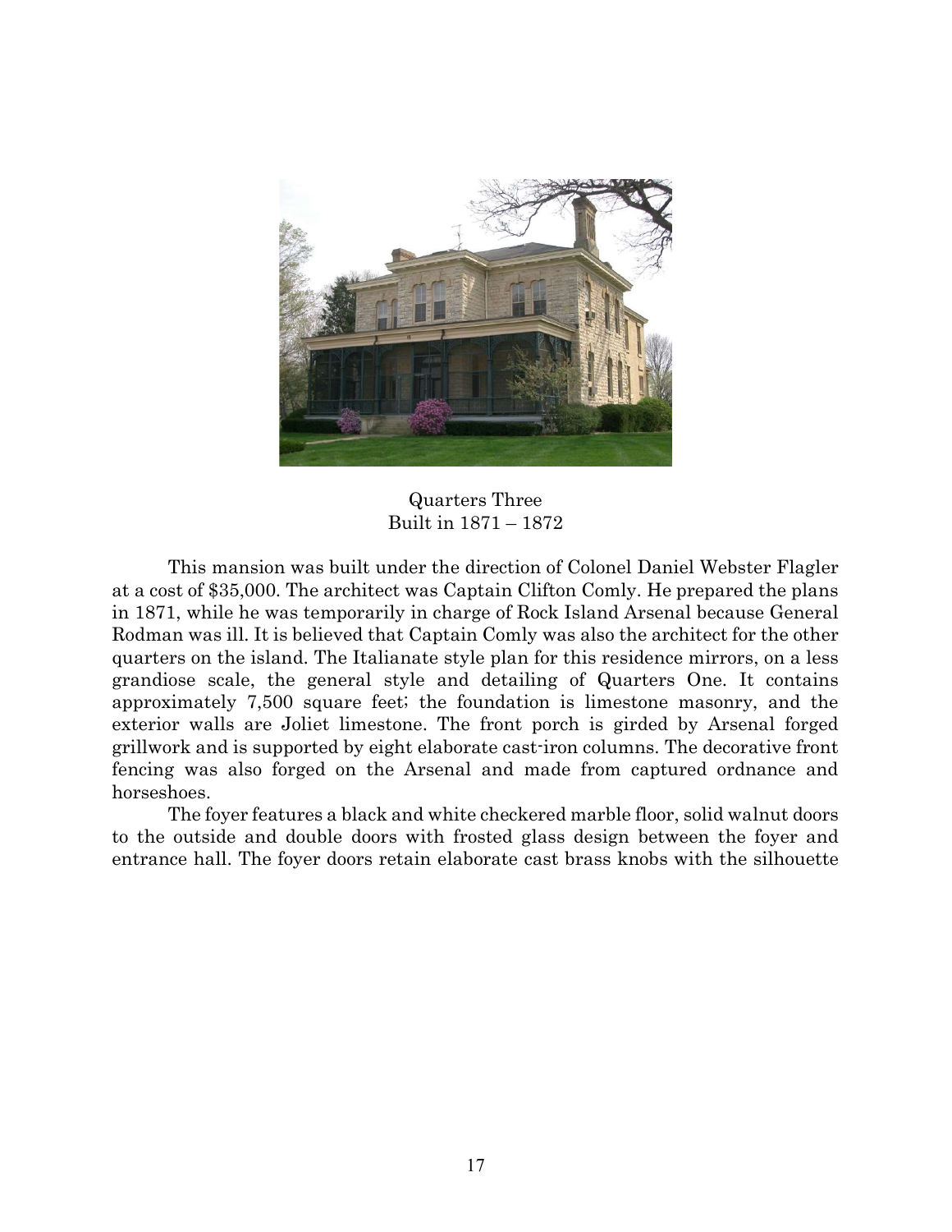Quarters Three
Built in 1871 – 1872

This mansion was built under the direction of Colonel Daniel Webster Flagler at a cost of $35,000. The architect was Captain Clifton Comly. He prepared the plans in 1871, while he was temporarily in charge of Rock Island Arsenal because General Rodman was ill. It is believed that Captain Comly was also the architect for the other quarters on the island. The Italianate style plan for this residence mirrors, on a less grandiose scale, the general style and detailing of Quarters One. It contains approximately 7,500 square feet; the foundation is limestone masonry, and the exterior walls are Joliet limestone. The front porch is girded by Arsenal forged grillwork and is supported by eight elaborate cast-iron columns. The decorative front fencing was also forged on the Arsenal and made from captured ordnance and horseshoes.

The foyer features a black and white checkered marble floor, solid walnut doors to the outside and double doors with frosted glass design between the foyer and entrance hall. The foyer doors retain elaborate cast brass knobs with the silhouette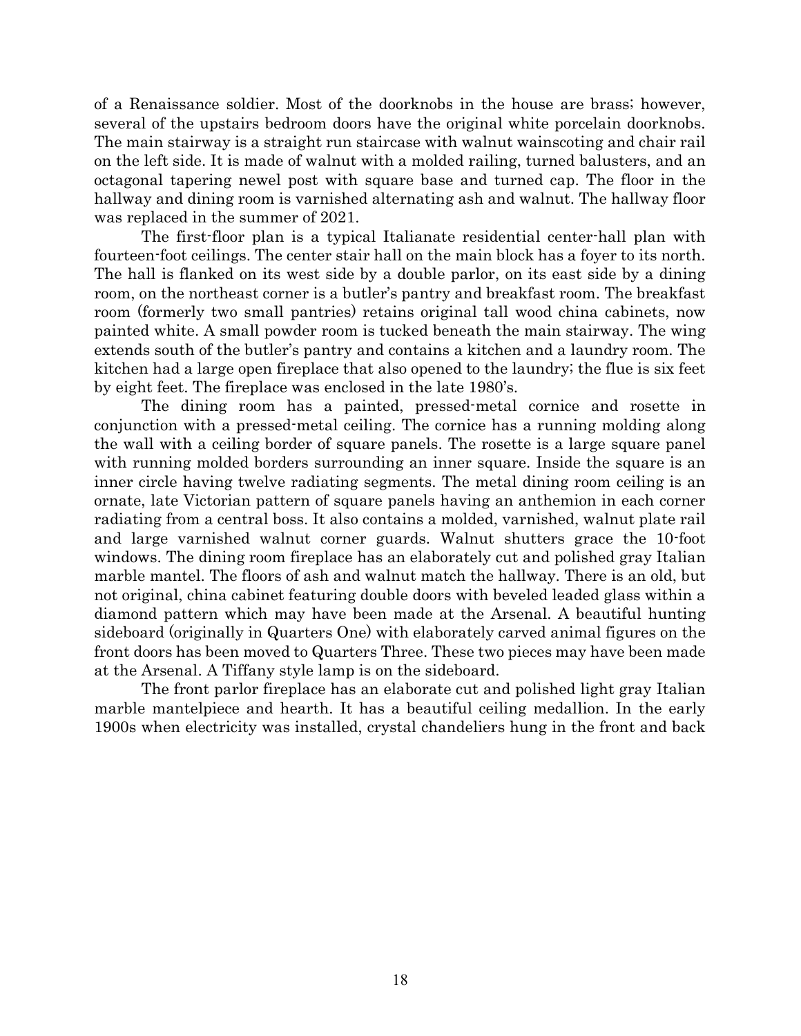of a Renaissance soldier. Most of the doorknobs in the house are brass; however, several of the upstairs bedroom doors have the original white porcelain doorknobs. The main stairway is a straight run staircase with walnut wainscoting and chair rail on the left side. It is made of walnut with a molded railing, turned balusters, and an octagonal tapering newel post with square base and turned cap. The floor in the hallway and dining room is varnished alternating ash and walnut. The hallway floor was replaced in the summer of 2021.

The first-floor plan is a typical Italianate residential center-hall plan with fourteen-foot ceilings. The center stair hall on the main block has a foyer to its north. The hall is flanked on its west side by a double parlor, on its east side by a dining room, on the northeast corner is a butler's pantry and breakfast room. The breakfast room (formerly two small pantries) retains original tall wood china cabinets, now painted white. A small powder room is tucked beneath the main stairway. The wing extends south of the butler's pantry and contains a kitchen and a laundry room. The kitchen had a large open fireplace that also opened to the laundry; the flue is six feet by eight feet. The fireplace was enclosed in the late 1980's.

The dining room has a painted, pressed-metal cornice and rosette in conjunction with a pressed-metal ceiling. The cornice has a running molding along the wall with a ceiling border of square panels. The rosette is a large square panel with running molded borders surrounding an inner square. Inside the square is an inner circle having twelve radiating segments. The metal dining room ceiling is an ornate, late Victorian pattern of square panels having an anthemion in each corner radiating from a central boss. It also contains a molded, varnished, walnut plate rail and large varnished walnut corner guards. Walnut shutters grace the 10-foot windows. The dining room fireplace has an elaborately cut and polished gray Italian marble mantel. The floors of ash and walnut match the hallway. There is an old, but not original, china cabinet featuring double doors with beveled leaded glass within a diamond pattern which may have been made at the Arsenal. A beautiful hunting sideboard (originally in Quarters One) with elaborately carved animal figures on the front doors has been moved to Quarters Three. These two pieces may have been made at the Arsenal. A Tiffany style lamp is on the sideboard.

The front parlor fireplace has an elaborate cut and polished light gray Italian marble mantelpiece and hearth. It has a beautiful ceiling medallion. In the early 1900s when electricity was installed, crystal chandeliers hung in the front and back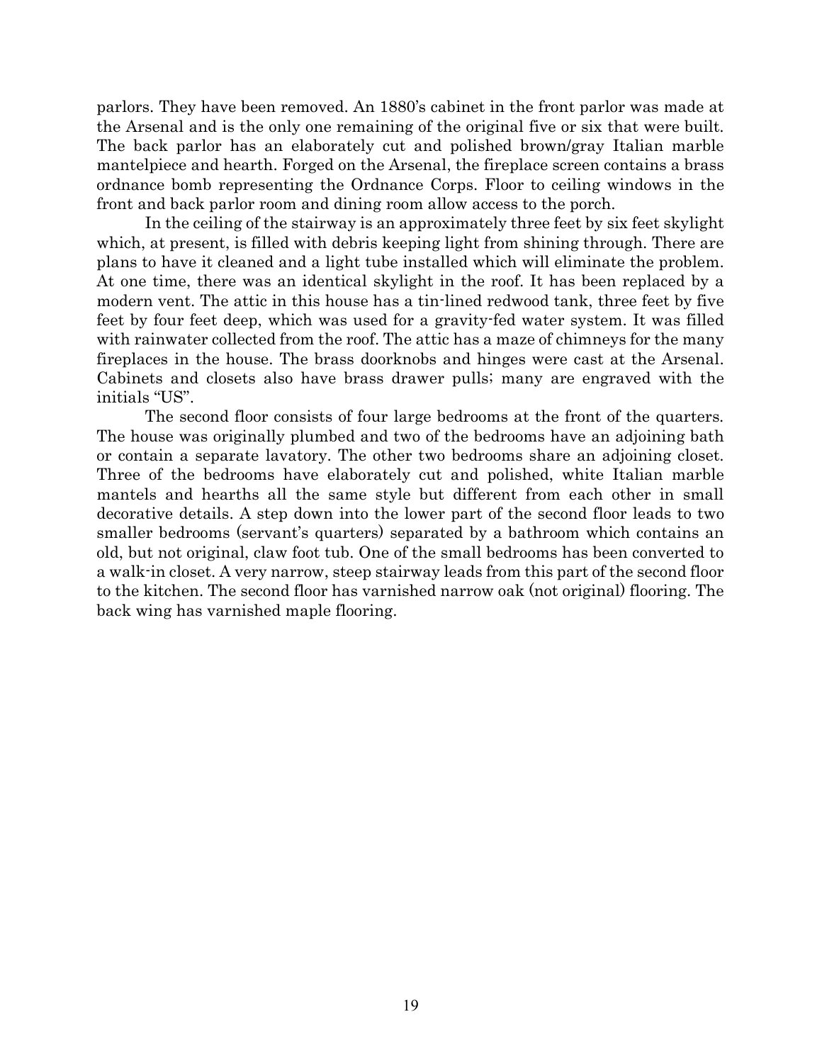parlors. They have been removed. An 1880's cabinet in the front parlor was made at the Arsenal and is the only one remaining of the original five or six that were built. The back parlor has an elaborately cut and polished brown/gray Italian marble mantelpiece and hearth. Forged on the Arsenal, the fireplace screen contains a brass ordnance bomb representing the Ordnance Corps. Floor to ceiling windows in the front and back parlor room and dining room allow access to the porch.

In the ceiling of the stairway is an approximately three feet by six feet skylight which, at present, is filled with debris keeping light from shining through. There are plans to have it cleaned and a light tube installed which will eliminate the problem. At one time, there was an identical skylight in the roof. It has been replaced by a modern vent. The attic in this house has a tin-lined redwood tank, three feet by five feet by four feet deep, which was used for a gravity-fed water system. It was filled with rainwater collected from the roof. The attic has a maze of chimneys for the many fireplaces in the house. The brass doorknobs and hinges were cast at the Arsenal. Cabinets and closets also have brass drawer pulls; many are engraved with the initials "US".

The second floor consists of four large bedrooms at the front of the quarters. The house was originally plumbed and two of the bedrooms have an adjoining bath or contain a separate lavatory. The other two bedrooms share an adjoining closet. Three of the bedrooms have elaborately cut and polished, white Italian marble mantels and hearths all the same style but different from each other in small decorative details. A step down into the lower part of the second floor leads to two smaller bedrooms (servant's quarters) separated by a bathroom which contains an old, but not original, claw foot tub. One of the small bedrooms has been converted to a walk-in closet. A very narrow, steep stairway leads from this part of the second floor to the kitchen. The second floor has varnished narrow oak (not original) flooring. The back wing has varnished maple flooring.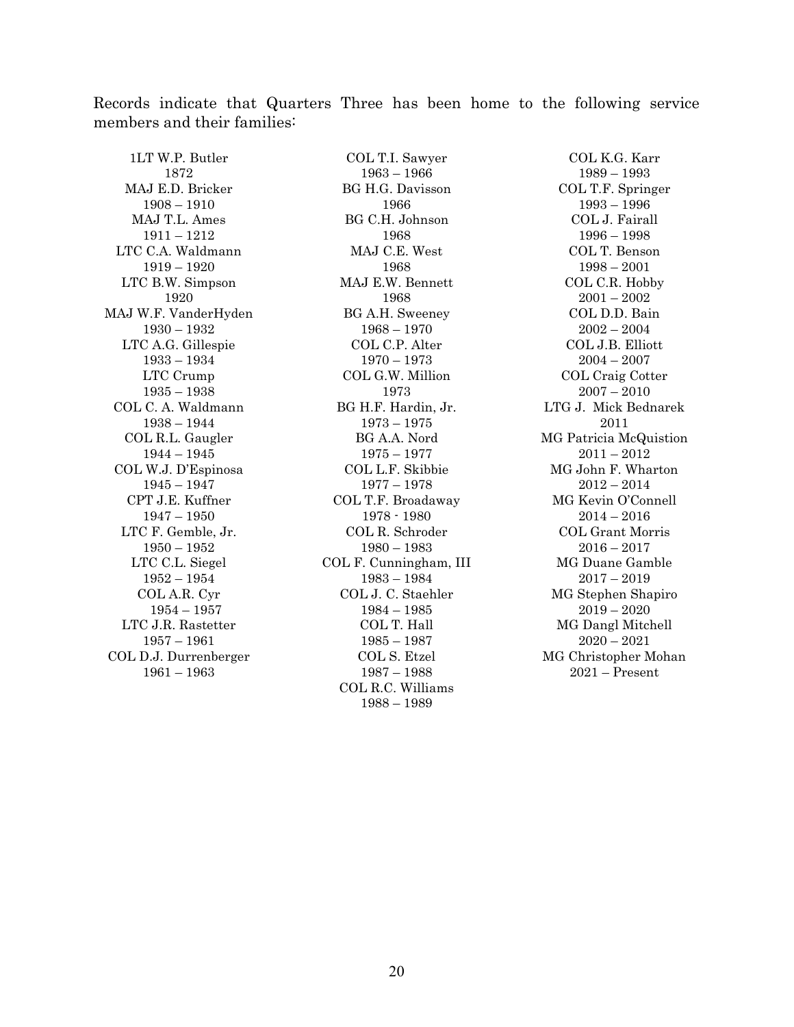Records indicate that Quarters Three has been home to the following service members and their families:

1LT W.P. Butler
1872
MAJ E.D. Bricker
1908 – 1910
MAJ T.L. Ames
1911 – 1212
LTC C.A. Waldmann
1919 – 1920
LTC B.W. Simpson
1920
MAJ W.F. VanderHyden
1930 – 1932
LTC A.G. Gillespie
1933 – 1934
LTC Crump
1935 – 1938
COL C. A. Waldmann
1938 – 1944
COL R.L. Gaugler
1944 – 1945
COL W.J. D'Espinosa
1945 – 1947
CPT J.E. Kuffner
1947 – 1950
LTC F. Gemble, Jr.
1950 – 1952
LTC C.L. Siegel
1952 – 1954
COL A.R. Cyr
1954 – 1957
LTC J.R. Rastetter
1957 – 1961
COL D.J. Durrenberger
1961 – 1963

COL T.I. Sawyer
1963 – 1966
BG H.G. Davisson
1966
BG C.H. Johnson
1968
MAJ C.E. West
1968
MAJ E.W. Bennett
1968
BG A.H. Sweeney
1968 – 1970
COL C.P. Alter
1970 – 1973
COL G.W. Million
1973
BG H.F. Hardin, Jr.
1973 – 1975
BG A.A. Nord
1975 – 1977
COL L.F. Skibbie
1977 – 1978
COL T.F. Broadaway
1978 - 1980
COL R. Schroder
1980 – 1983
COL F. Cunningham, III
1983 – 1984
COL J. C. Staehler
1984 – 1985
COL T. Hall
1985 – 1987
COL S. Etzel
1987 – 1988
COL R.C. Williams
1988 – 1989

COL K.G. Karr
1989 – 1993
COL T.F. Springer
1993 – 1996
COL J. Fairall
1996 – 1998
COL T. Benson
1998 – 2001
COL C.R. Hobby
2001 – 2002
COL D.D. Bain
2002 – 2004
COL J.B. Elliott
2004 – 2007
COL Craig Cotter
2007 – 2010
LTG J. Mick Bednarek
2011
MG Patricia McQuistion
2011 – 2012
MG John F. Wharton
2012 – 2014
MG Kevin O'Connell
2014 – 2016
COL Grant Morris
2016 – 2017
MG Duane Gamble
2017 – 2019
MG Stephen Shapiro
2019 – 2020
MG Dangl Mitchell
2020 – 2021
MG Christopher Mohan
2021 – Present